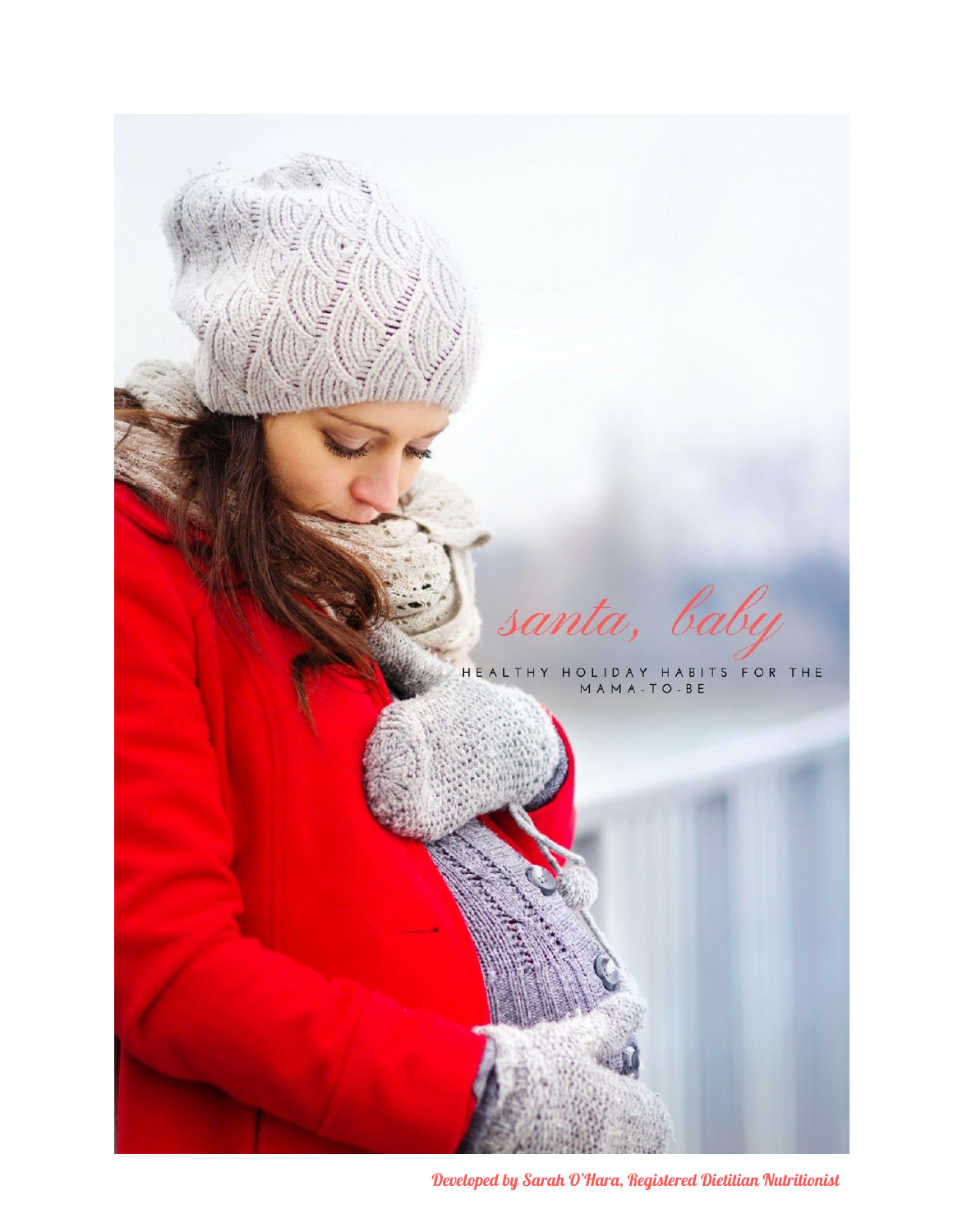# santa, baby

HEALTHY HOLIDAY HABITS FOR THE MAMA-TO-BE

*Developed by Sarah O'Hara, Registered Dietitian Nutritionist*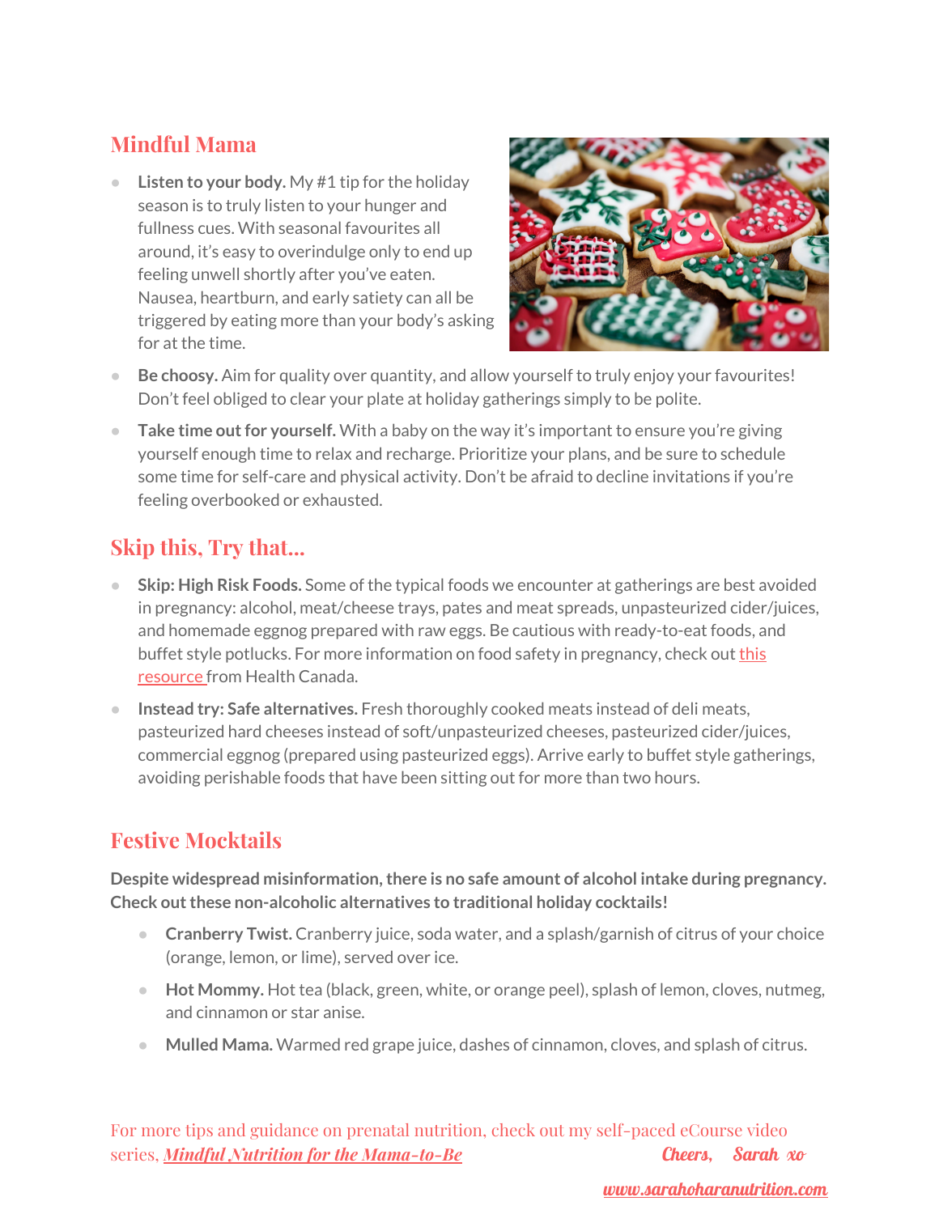## Mindful Mama

- **Listen to your body.** My #1 tip for the holiday season is to truly listen to your hunger and fullness cues. With seasonal favourites all around, it's easy to overindulge only to end up feeling unwell shortly after you've eaten. Nausea, heartburn, and early satiety can all be triggered by eating more than your body's asking for at the time.
- **Be choosy.** Aim for quality over quantity, and allow yourself to truly enjoy your favourites! Don't feel obliged to clear your plate at holiday gatherings simply to be polite.
- **Take time out for yourself.** With a baby on the way it's important to ensure you're giving yourself enough time to relax and recharge. Prioritize your plans, and be sure to schedule some time for self-care and physical activity. Don't be afraid to decline invitations if you're feeling overbooked or exhausted.

## Skip this, Try that...

- **Skip: High Risk Foods.** Some of the typical foods we encounter at gatherings are best avoided in pregnancy: alcohol, meat/cheese trays, pates and meat spreads, unpasteurized cider/juices, and homemade eggnog prepared with raw eggs. Be cautious with ready-to-eat foods, and buffet style potlucks. For more information on food safety in pregnancy, check out this resource from Health Canada.
- **Instead try: Safe alternatives.** Fresh thoroughly cooked meats instead of deli meats, pasteurized hard cheeses instead of soft/unpasteurized cheeses, pasteurized cider/juices, commercial eggnog (prepared using pasteurized eggs). Arrive early to buffet style gatherings, avoiding perishable foods that have been sitting out for more than two hours.

## Festive Mocktails

**Despite widespread misinformation, there is no safe amount of alcohol intake during pregnancy. Check out these non-alcoholic alternatives to traditional holiday cocktails!**

- **Cranberry Twist.** Cranberry juice, soda water, and a splash/garnish of citrus of your choice (orange, lemon, or lime), served over ice.
- **Hot Mommy.** Hot tea (black, green, white, or orange peel), splash of lemon, cloves, nutmeg, and cinnamon or star anise.
- **Mulled Mama.** Warmed red grape juice, dashes of cinnamon, cloves, and splash of citrus.

For more tips and guidance on prenatal nutrition, check out my self-paced eCourse video series, *Mindful Nutrition for the Mama-to-Be*

Cheers, Sarah xo

www.sarahoharanutrition.com